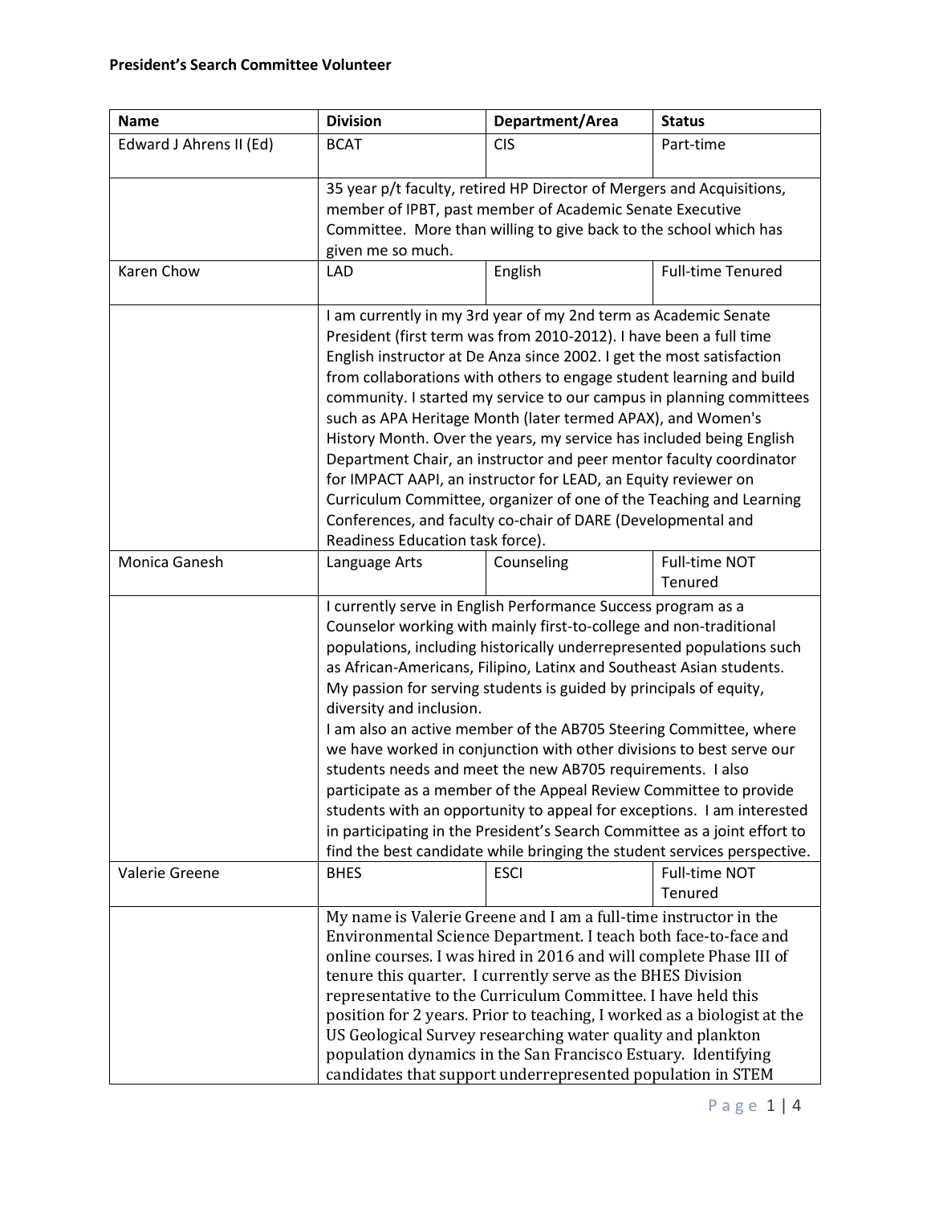**President's Search Committee Volunteer**

| Name | Division | Department/Area | Status |
|---|---|---|---|
| Edward J Ahrens II (Ed) | BCAT | CIS | Part-time |
| | 35 year p/t faculty, retired HP Director of Mergers and Acquisitions, member of IPBT, past member of Academic Senate Executive Committee. More than willing to give back to the school which has given me so much. | | |
| Karen Chow | LAD | English | Full-time Tenured |
| | I am currently in my 3rd year of my 2nd term as Academic Senate President (first term was from 2010-2012). I have been a full time English instructor at De Anza since 2002. I get the most satisfaction from collaborations with others to engage student learning and build community. I started my service to our campus in planning committees such as APA Heritage Month (later termed APAX), and Women's History Month. Over the years, my service has included being English Department Chair, an instructor and peer mentor faculty coordinator for IMPACT AAPI, an instructor for LEAD, an Equity reviewer on Curriculum Committee, organizer of one of the Teaching and Learning Conferences, and faculty co-chair of DARE (Developmental and Readiness Education task force). | | |
| Monica Ganesh | Language Arts | Counseling | Full-time NOT Tenured |
| | I currently serve in English Performance Success program as a Counselor working with mainly first-to-college and non-traditional populations, including historically underrepresented populations such as African-Americans, Filipino, Latinx and Southeast Asian students. My passion for serving students is guided by principals of equity, diversity and inclusion.<br>I am also an active member of the AB705 Steering Committee, where we have worked in conjunction with other divisions to best serve our students needs and meet the new AB705 requirements. I also participate as a member of the Appeal Review Committee to provide students with an opportunity to appeal for exceptions. I am interested in participating in the President's Search Committee as a joint effort to find the best candidate while bringing the student services perspective. | | |
| Valerie Greene | BHES | ESCI | Full-time NOT Tenured |
| | My name is Valerie Greene and I am a full-time instructor in the Environmental Science Department. I teach both face-to-face and online courses. I was hired in 2016 and will complete Phase III of tenure this quarter. I currently serve as the BHES Division representative to the Curriculum Committee. I have held this position for 2 years. Prior to teaching, I worked as a biologist at the US Geological Survey researching water quality and plankton population dynamics in the San Francisco Estuary. Identifying candidates that support underrepresented population in STEM | | |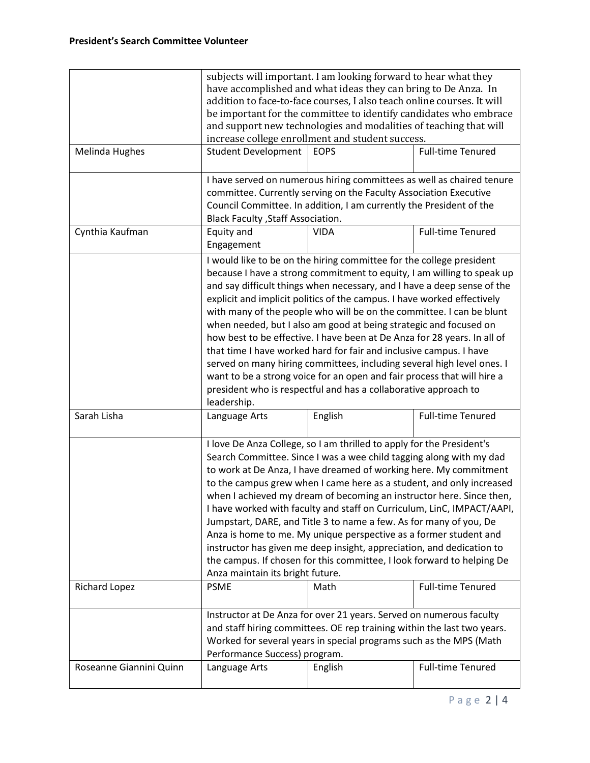**President's Search Committee Volunteer**

| | | | |
|---|---|---|---|
| | subjects will important. I am looking forward to hear what they have accomplished and what ideas they can bring to De Anza. In addition to face-to-face courses, I also teach online courses. It will be important for the committee to identify candidates who embrace and support new technologies and modalities of teaching that will increase college enrollment and student success. | | |
| Melinda Hughes | Student Development | EOPS | Full-time Tenured |
| | I have served on numerous hiring committees as well as chaired tenure committee. Currently serving on the Faculty Association Executive Council Committee. In addition, I am currently the President of the Black Faculty ,Staff Association. | | |
| Cynthia Kaufman | Equity and Engagement | VIDA | Full-time Tenured |
| | I would like to be on the hiring committee for the college president because I have a strong commitment to equity, I am willing to speak up and say difficult things when necessary, and I have a deep sense of the explicit and implicit politics of the campus. I have worked effectively with many of the people who will be on the committee. I can be blunt when needed, but I also am good at being strategic and focused on how best to be effective. I have been at De Anza for 28 years. In all of that time I have worked hard for fair and inclusive campus. I have served on many hiring committees, including several high level ones. I want to be a strong voice for an open and fair process that will hire a president who is respectful and has a collaborative approach to leadership. | | |
| Sarah Lisha | Language Arts | English | Full-time Tenured |
| | I love De Anza College, so I am thrilled to apply for the President's Search Committee. Since I was a wee child tagging along with my dad to work at De Anza, I have dreamed of working here. My commitment to the campus grew when I came here as a student, and only increased when I achieved my dream of becoming an instructor here. Since then, I have worked with faculty and staff on Curriculum, LinC, IMPACT/AAPI, Jumpstart, DARE, and Title 3 to name a few. As for many of you, De Anza is home to me. My unique perspective as a former student and instructor has given me deep insight, appreciation, and dedication to the campus. If chosen for this committee, I look forward to helping De Anza maintain its bright future. | | |
| Richard Lopez | PSME | Math | Full-time Tenured |
| | Instructor at De Anza for over 21 years. Served on numerous faculty and staff hiring committees. OE rep training within the last two years. Worked for several years in special programs such as the MPS (Math Performance Success) program. | | |
| Roseanne Giannini Quinn | Language Arts | English | Full-time Tenured |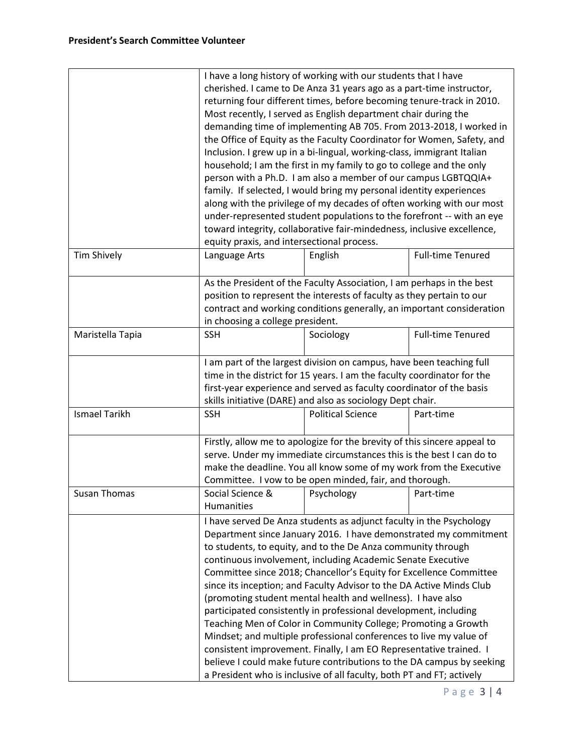**President's Search Committee Volunteer**

| | | | |
|---|---|---|---|
| | I have a long history of working with our students that I have cherished. I came to De Anza 31 years ago as a part-time instructor, returning four different times, before becoming tenure-track in 2010. Most recently, I served as English department chair during the demanding time of implementing AB 705. From 2013-2018, I worked in the Office of Equity as the Faculty Coordinator for Women, Safety, and Inclusion. I grew up in a bi-lingual, working-class, immigrant Italian household; I am the first in my family to go to college and the only person with a Ph.D. I am also a member of our campus LGBTQQIA+ family. If selected, I would bring my personal identity experiences along with the privilege of my decades of often working with our most under-represented student populations to the forefront -- with an eye toward integrity, collaborative fair-mindedness, inclusive excellence, equity praxis, and intersectional process. | | |
| Tim Shively | Language Arts | English | Full-time Tenured |
| | As the President of the Faculty Association, I am perhaps in the best position to represent the interests of faculty as they pertain to our contract and working conditions generally, an important consideration in choosing a college president. | | |
| Maristella Tapia | SSH | Sociology | Full-time Tenured |
| | I am part of the largest division on campus, have been teaching full time in the district for 15 years. I am the faculty coordinator for the first-year experience and served as faculty coordinator of the basis skills initiative (DARE) and also as sociology Dept chair. | | |
| Ismael Tarikh | SSH | Political Science | Part-time |
| | Firstly, allow me to apologize for the brevity of this sincere appeal to serve. Under my immediate circumstances this is the best I can do to make the deadline. You all know some of my work from the Executive Committee. I vow to be open minded, fair, and thorough. | | |
| Susan Thomas | Social Science & Humanities | Psychology | Part-time |
| | I have served De Anza students as adjunct faculty in the Psychology Department since January 2016. I have demonstrated my commitment to students, to equity, and to the De Anza community through continuous involvement, including Academic Senate Executive Committee since 2018; Chancellor's Equity for Excellence Committee since its inception; and Faculty Advisor to the DA Active Minds Club (promoting student mental health and wellness). I have also participated consistently in professional development, including Teaching Men of Color in Community College; Promoting a Growth Mindset; and multiple professional conferences to live my value of consistent improvement. Finally, I am EO Representative trained. I believe I could make future contributions to the DA campus by seeking a President who is inclusive of all faculty, both PT and FT; actively | | |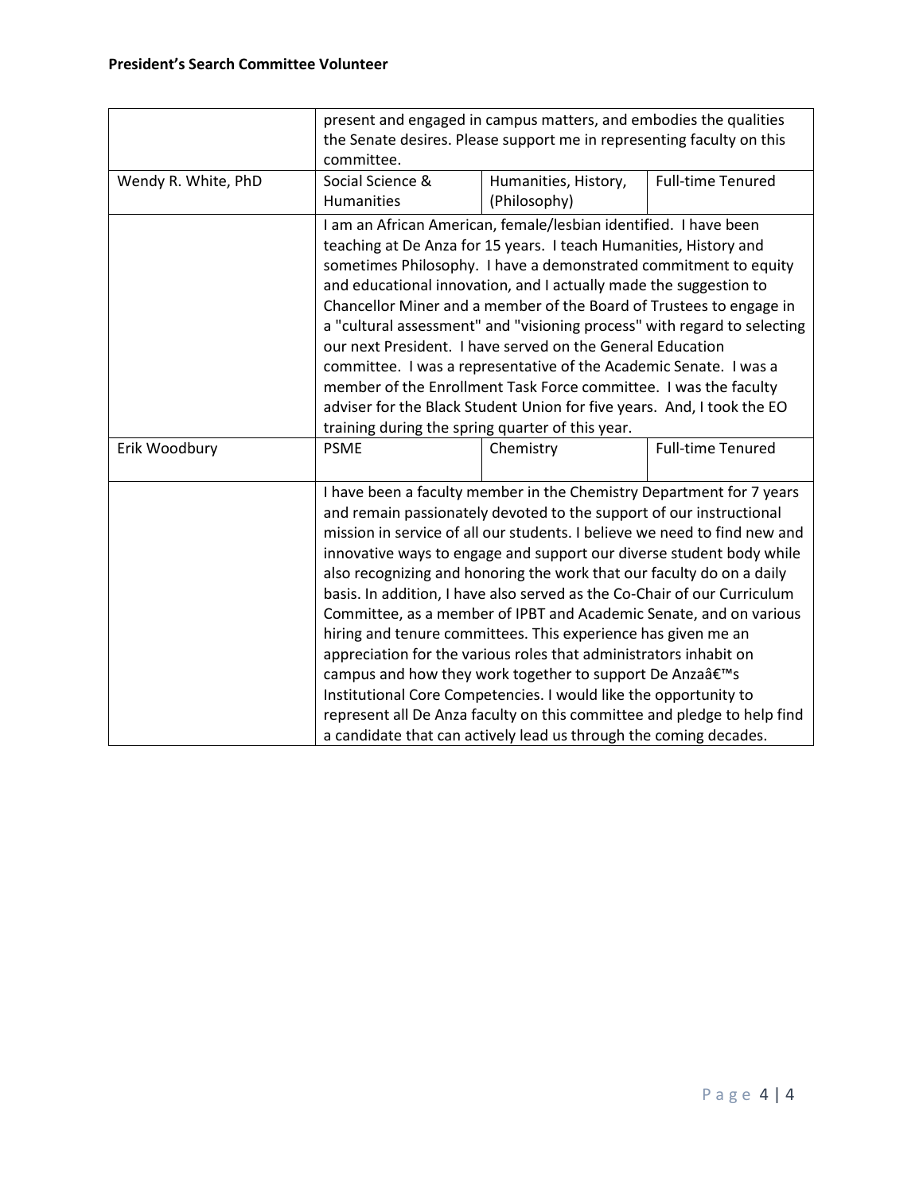## President's Search Committee Volunteer

| | | | |
|---|---|---|---|
| | present and engaged in campus matters, and embodies the qualities the Senate desires. Please support me in representing faculty on this committee. | | |
| Wendy R. White, PhD | Social Science & Humanities | Humanities, History, (Philosophy) | Full-time Tenured |
| | I am an African American, female/lesbian identified. I have been teaching at De Anza for 15 years. I teach Humanities, History and sometimes Philosophy. I have a demonstrated commitment to equity and educational innovation, and I actually made the suggestion to Chancellor Miner and a member of the Board of Trustees to engage in a "cultural assessment" and "visioning process" with regard to selecting our next President. I have served on the General Education committee. I was a representative of the Academic Senate. I was a member of the Enrollment Task Force committee. I was the faculty adviser for the Black Student Union for five years. And, I took the EO training during the spring quarter of this year. | | |
| Erik Woodbury | PSME | Chemistry | Full-time Tenured |
| | I have been a faculty member in the Chemistry Department for 7 years and remain passionately devoted to the support of our instructional mission in service of all our students. I believe we need to find new and innovative ways to engage and support our diverse student body while also recognizing and honoring the work that our faculty do on a daily basis. In addition, I have also served as the Co-Chair of our Curriculum Committee, as a member of IPBT and Academic Senate, and on various hiring and tenure committees. This experience has given me an appreciation for the various roles that administrators inhabit on campus and how they work together to support De Anzaâ€™s Institutional Core Competencies. I would like the opportunity to represent all De Anza faculty on this committee and pledge to help find a candidate that can actively lead us through the coming decades. | | |